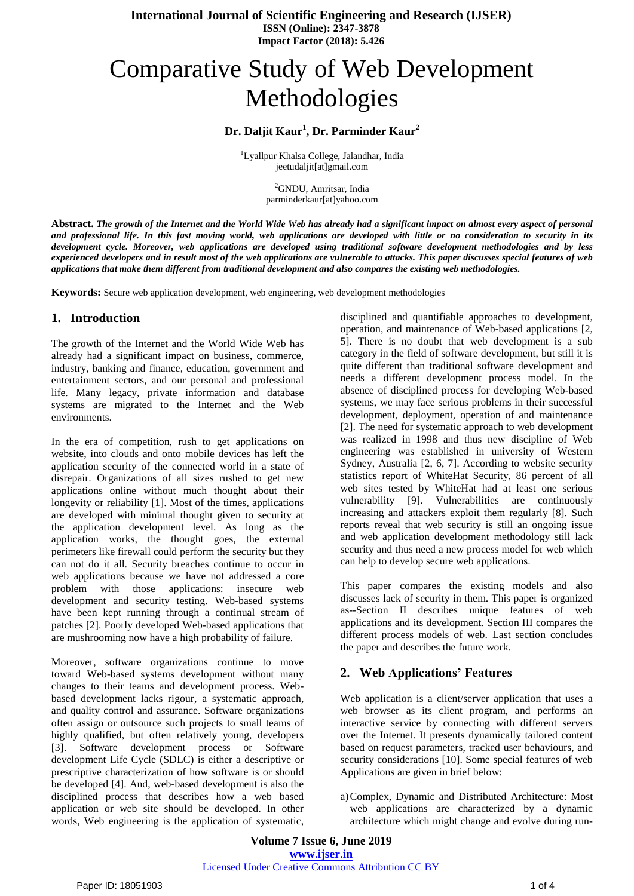# Comparative Study of Web Development Methodologies

**Dr. Daljit Kaur[1], Dr. Parminder Kaur[2]**

[1]Lyallpur Khalsa College, Jalandhar, India
jeetudaljit[at]gmail.com

[2]GNDU, Amritsar, India
parminderkaur[at]yahoo.com

**Abstract.** ***The growth of the Internet and the World Wide Web has already had a significant impact on almost every aspect of personal and professional life. In this fast moving world, web applications are developed with little or no consideration to security in its development cycle. Moreover, web applications are developed using traditional software development methodologies and by less experienced developers and in result most of the web applications are vulnerable to attacks. This paper discusses special features of web applications that make them different from traditional development and also compares the existing web methodologies.***

**Keywords:** Secure web application development, web engineering, web development methodologies

## 1. Introduction

The growth of the Internet and the World Wide Web has already had a significant impact on business, commerce, industry, banking and finance, education, government and entertainment sectors, and our personal and professional life. Many legacy, private information and database systems are migrated to the Internet and the Web environments.

In the era of competition, rush to get applications on website, into clouds and onto mobile devices has left the application security of the connected world in a state of disrepair. Organizations of all sizes rushed to get new applications online without much thought about their longevity or reliability [1]. Most of the times, applications are developed with minimal thought given to security at the application development level. As long as the application works, the thought goes, the external perimeters like firewall could perform the security but they can not do it all. Security breaches continue to occur in web applications because we have not addressed a core problem with those applications: insecure web development and security testing. Web-based systems have been kept running through a continual stream of patches [2]. Poorly developed Web-based applications that are mushrooming now have a high probability of failure.

Moreover, software organizations continue to move toward Web-based systems development without many changes to their teams and development process. Web-based development lacks rigour, a systematic approach, and quality control and assurance. Software organizations often assign or outsource such projects to small teams of highly qualified, but often relatively young, developers [3]. Software development process or Software development Life Cycle (SDLC) is either a descriptive or prescriptive characterization of how software is or should be developed [4]. And, web-based development is also the disciplined process that describes how a web based application or web site should be developed. In other words, Web engineering is the application of systematic, disciplined and quantifiable approaches to development, operation, and maintenance of Web-based applications [2, 5]. There is no doubt that web development is a sub category in the field of software development, but still it is quite different than traditional software development and needs a different development process model. In the absence of disciplined process for developing Web-based systems, we may face serious problems in their successful development, deployment, operation of and maintenance [2]. The need for systematic approach to web development was realized in 1998 and thus new discipline of Web engineering was established in university of Western Sydney, Australia [2, 6, 7]. According to website security statistics report of WhiteHat Security, 86 percent of all web sites tested by WhiteHat had at least one serious vulnerability [9]. Vulnerabilities are continuously increasing and attackers exploit them regularly [8]. Such reports reveal that web security is still an ongoing issue and web application development methodology still lack security and thus need a new process model for web which can help to develop secure web applications.

This paper compares the existing models and also discusses lack of security in them. This paper is organized as--Section II describes unique features of web applications and its development. Section III compares the different process models of web. Last section concludes the paper and describes the future work.

## 2. Web Applications' Features

Web application is a client/server application that uses a web browser as its client program, and performs an interactive service by connecting with different servers over the Internet. It presents dynamically tailored content based on request parameters, tracked user behaviours, and security considerations [10]. Some special features of web Applications are given in brief below:

a) Complex, Dynamic and Distributed Architecture: Most web applications are characterized by a dynamic architecture which might change and evolve during run-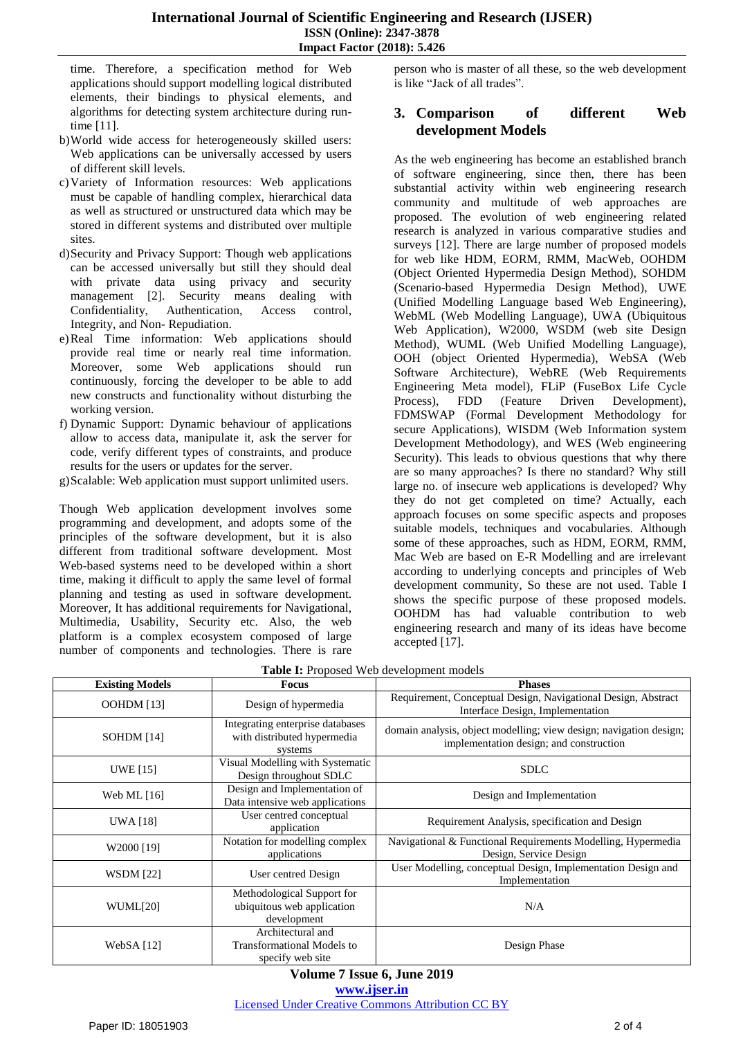time. Therefore, a specification method for Web applications should support modelling logical distributed elements, their bindings to physical elements, and algorithms for detecting system architecture during run-time [11].

b) World wide access for heterogeneously skilled users: Web applications can be universally accessed by users of different skill levels.

c) Variety of Information resources: Web applications must be capable of handling complex, hierarchical data as well as structured or unstructured data which may be stored in different systems and distributed over multiple sites.

d) Security and Privacy Support: Though web applications can be accessed universally but still they should deal with private data using privacy and security management [2]. Security means dealing with Confidentiality, Authentication, Access control, Integrity, and Non- Repudiation.

e) Real Time information: Web applications should provide real time or nearly real time information. Moreover, some Web applications should run continuously, forcing the developer to be able to add new constructs and functionality without disturbing the working version.

f) Dynamic Support: Dynamic behaviour of applications allow to access data, manipulate it, ask the server for code, verify different types of constraints, and produce results for the users or updates for the server.

g) Scalable: Web application must support unlimited users.

Though Web application development involves some programming and development, and adopts some of the principles of the software development, but it is also different from traditional software development. Most Web-based systems need to be developed within a short time, making it difficult to apply the same level of formal planning and testing as used in software development. Moreover, It has additional requirements for Navigational, Multimedia, Usability, Security etc. Also, the web platform is a complex ecosystem composed of large number of components and technologies. There is rare person who is master of all these, so the web development is like "Jack of all trades".

## 3. Comparison of different Web development Models

As the web engineering has become an established branch of software engineering, since then, there has been substantial activity within web engineering research community and multitude of web approaches are proposed. The evolution of web engineering related research is analyzed in various comparative studies and surveys [12]. There are large number of proposed models for web like HDM, EORM, RMM, MacWeb, OOHDM (Object Oriented Hypermedia Design Method), SOHDM (Scenario-based Hypermedia Design Method), UWE (Unified Modelling Language based Web Engineering), WebML (Web Modelling Language), UWA (Ubiquitous Web Application), W2000, WSDM (web site Design Method), WUML (Web Unified Modelling Language), OOH (object Oriented Hypermedia), WebSA (Web Software Architecture), WebRE (Web Requirements Engineering Meta model), FLiP (FuseBox Life Cycle Process), FDD (Feature Driven Development), FDMSWAP (Formal Development Methodology for secure Applications), WISDM (Web Information system Development Methodology), and WES (Web engineering Security). This leads to obvious questions that why there are so many approaches? Is there no standard? Why still large no. of insecure web applications is developed? Why they do not get completed on time? Actually, each approach focuses on some specific aspects and proposes suitable models, techniques and vocabularies. Although some of these approaches, such as HDM, EORM, RMM, Mac Web are based on E-R Modelling and are irrelevant according to underlying concepts and principles of Web development community, So these are not used. Table I shows the specific purpose of these proposed models. OOHDM has had valuable contribution to web engineering research and many of its ideas have become accepted [17].

**Table I:** Proposed Web development models

| Existing Models | Focus | Phases |
|---|---|---|
| OOHDM [13] | Design of hypermedia | Requirement, Conceptual Design, Navigational Design, Abstract Interface Design, Implementation |
| SOHDM [14] | Integrating enterprise databases with distributed hypermedia systems | domain analysis, object modelling; view design; navigation design; implementation design; and construction |
| UWE [15] | Visual Modelling with Systematic Design throughout SDLC | SDLC |
| Web ML [16] | Design and Implementation of Data intensive web applications | Design and Implementation |
| UWA [18] | User centred conceptual application | Requirement Analysis, specification and Design |
| W2000 [19] | Notation for modelling complex applications | Navigational & Functional Requirements Modelling, Hypermedia Design, Service Design |
| WSDM [22] | User centred Design | User Modelling, conceptual Design, Implementation Design and Implementation |
| WUML[20] | Methodological Support for ubiquitous web application development | N/A |
| WebSA [12] | Architectural and Transformational Models to specify web site | Design Phase |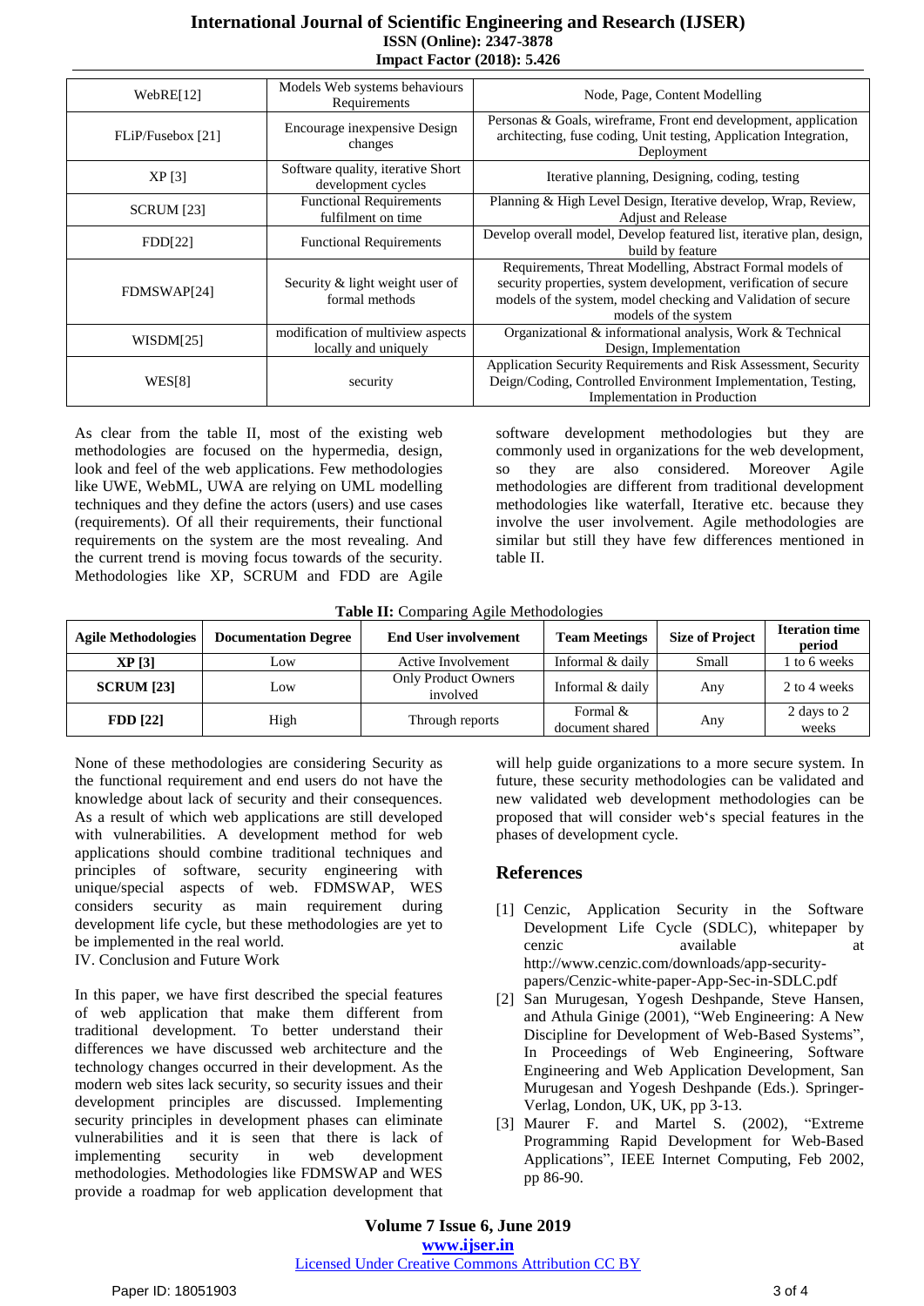| WebRE[12] | Models Web systems behaviours Requirements | Node, Page, Content Modelling |
|---|---|---|
| FLiP/Fusebox [21] | Encourage inexpensive Design changes | Personas & Goals, wireframe, Front end development, application architecting, fuse coding, Unit testing, Application Integration, Deployment |
| XP [3] | Software quality, iterative Short development cycles | Iterative planning, Designing, coding, testing |
| SCRUM [23] | Functional Requirements fulfilment on time | Planning & High Level Design, Iterative develop, Wrap, Review, Adjust and Release |
| FDD[22] | Functional Requirements | Develop overall model, Develop featured list, iterative plan, design, build by feature |
| FDMSWAP[24] | Security & light weight user of formal methods | Requirements, Threat Modelling, Abstract Formal models of security properties, system development, verification of secure models of the system, model checking and Validation of secure models of the system |
| WISDM[25] | modification of multiview aspects locally and uniquely | Organizational & informational analysis, Work & Technical Design, Implementation |
| WES[8] | security | Application Security Requirements and Risk Assessment, Security Deign/Coding, Controlled Environment Implementation, Testing, Implementation in Production |

As clear from the table II, most of the existing web methodologies are focused on the hypermedia, design, look and feel of the web applications. Few methodologies like UWE, WebML, UWA are relying on UML modelling techniques and they define the actors (users) and use cases (requirements). Of all their requirements, their functional requirements on the system are the most revealing. And the current trend is moving focus towards of the security. Methodologies like XP, SCRUM and FDD are Agile software development methodologies but they are commonly used in organizations for the web development, so they are also considered. Moreover Agile methodologies are different from traditional development methodologies like waterfall, Iterative etc. because they involve the user involvement. Agile methodologies are similar but still they have few differences mentioned in table II.

**Table II:** Comparing Agile Methodologies

| Agile Methodologies | Documentation Degree | End User involvement | Team Meetings | Size of Project | Iteration time period |
|---|---|---|---|---|---|
| **XP [3]** | Low | Active Involvement | Informal & daily | Small | 1 to 6 weeks |
| **SCRUM [23]** | Low | Only Product Owners involved | Informal & daily | Any | 2 to 4 weeks |
| **FDD [22]** | High | Through reports | Formal & document shared | Any | 2 days to 2 weeks |

None of these methodologies are considering Security as the functional requirement and end users do not have the knowledge about lack of security and their consequences. As a result of which web applications are still developed with vulnerabilities. A development method for web applications should combine traditional techniques and principles of software, security engineering with unique/special aspects of web. FDMSWAP, WES considers security as main requirement during development life cycle, but these methodologies are yet to be implemented in the real world.

IV. Conclusion and Future Work

In this paper, we have first described the special features of web application that make them different from traditional development. To better understand their differences we have discussed web architecture and the technology changes occurred in their development. As the modern web sites lack security, so security issues and their development principles are discussed. Implementing security principles in development phases can eliminate vulnerabilities and it is seen that there is lack of implementing security in web development methodologies. Methodologies like FDMSWAP and WES provide a roadmap for web application development that will help guide organizations to a more secure system. In future, these security methodologies can be validated and new validated web development methodologies can be proposed that will consider web's special features in the phases of development cycle.

## References

[1] Cenzic, Application Security in the Software Development Life Cycle (SDLC), whitepaper by cenzic available at http://www.cenzic.com/downloads/app-security-papers/Cenzic-white-paper-App-Sec-in-SDLC.pdf

[2] San Murugesan, Yogesh Deshpande, Steve Hansen, and Athula Ginige (2001), "Web Engineering: A New Discipline for Development of Web-Based Systems", In Proceedings of Web Engineering, Software Engineering and Web Application Development, San Murugesan and Yogesh Deshpande (Eds.). Springer-Verlag, London, UK, UK, pp 3-13.

[3] Maurer F. and Martel S. (2002), "Extreme Programming Rapid Development for Web-Based Applications", IEEE Internet Computing, Feb 2002, pp 86-90.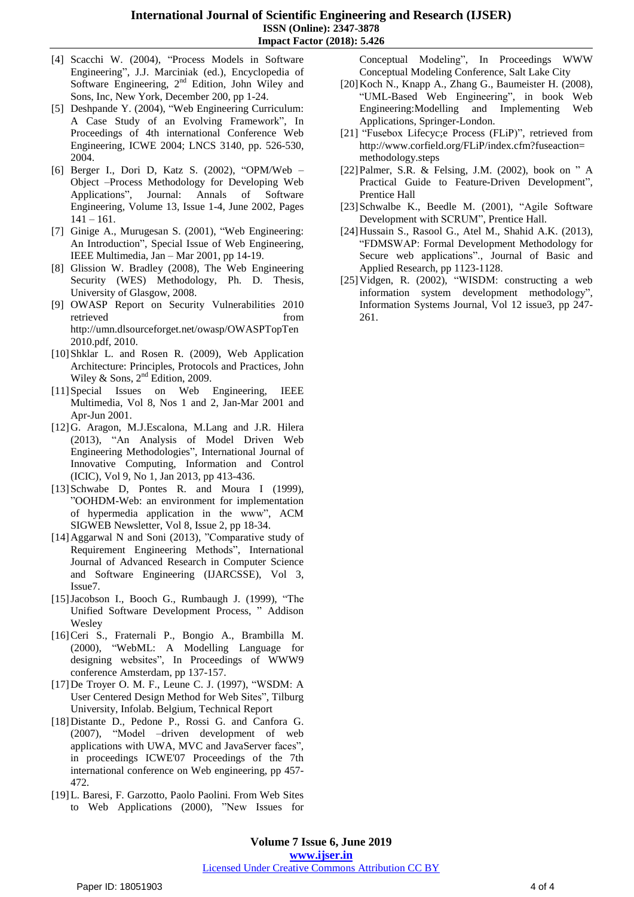[4] Scacchi W. (2004), "Process Models in Software Engineering", J.J. Marciniak (ed.), Encyclopedia of Software Engineering, 2nd Edition, John Wiley and Sons, Inc, New York, December 200, pp 1-24.

[5] Deshpande Y. (2004), "Web Engineering Curriculum: A Case Study of an Evolving Framework", In Proceedings of 4th international Conference Web Engineering, ICWE 2004; LNCS 3140, pp. 526-530, 2004.

[6] Berger I., Dori D, Katz S. (2002), "OPM/Web – Object –Process Methodology for Developing Web Applications", Journal: Annals of Software Engineering, Volume 13, Issue 1-4, June 2002, Pages 141 – 161.

[7] Ginige A., Murugesan S. (2001), "Web Engineering: An Introduction", Special Issue of Web Engineering, IEEE Multimedia, Jan – Mar 2001, pp 14-19.

[8] Glission W. Bradley (2008), The Web Engineering Security (WES) Methodology, Ph. D. Thesis, University of Glasgow, 2008.

[9] OWASP Report on Security Vulnerabilities 2010 retrieved from http://umn.dlsourceforget.net/owasp/OWASPTopTen2010.pdf, 2010.

[10] Shklar L. and Rosen R. (2009), Web Application Architecture: Principles, Protocols and Practices, John Wiley & Sons, 2nd Edition, 2009.

[11] Special Issues on Web Engineering, IEEE Multimedia, Vol 8, Nos 1 and 2, Jan-Mar 2001 and Apr-Jun 2001.

[12] G. Aragon, M.J.Escalona, M.Lang and J.R. Hilera (2013), "An Analysis of Model Driven Web Engineering Methodologies", International Journal of Innovative Computing, Information and Control (ICIC), Vol 9, No 1, Jan 2013, pp 413-436.

[13] Schwabe D, Pontes R. and Moura I (1999), "OOHDM-Web: an environment for implementation of hypermedia application in the www", ACM SIGWEB Newsletter, Vol 8, Issue 2, pp 18-34.

[14] Aggarwal N and Soni (2013), "Comparative study of Requirement Engineering Methods", International Journal of Advanced Research in Computer Science and Software Engineering (IJARCSSE), Vol 3, Issue7.

[15] Jacobson I., Booch G., Rumbaugh J. (1999), "The Unified Software Development Process, " Addison Wesley

[16] Ceri S., Fraternali P., Bongio A., Brambilla M. (2000), "WebML: A Modelling Language for designing websites", In Proceedings of WWW9 conference Amsterdam, pp 137-157.

[17] De Troyer O. M. F., Leune C. J. (1997), "WSDM: A User Centered Design Method for Web Sites", Tilburg University, Infolab. Belgium, Technical Report

[18] Distante D., Pedone P., Rossi G. and Canfora G. (2007), "Model –driven development of web applications with UWA, MVC and JavaServer faces", in proceedings ICWE'07 Proceedings of the 7th international conference on Web engineering, pp 457-472.

[19] L. Baresi, F. Garzotto, Paolo Paolini. From Web Sites to Web Applications (2000), "New Issues for Conceptual Modeling", In Proceedings WWW Conceptual Modeling Conference, Salt Lake City

[20] Koch N., Knapp A., Zhang G., Baumeister H. (2008), "UML-Based Web Engineering", in book Web Engineering:Modelling and Implementing Web Applications, Springer-London.

[21] "Fusebox Lifecyc;e Process (FLiP)", retrieved from http://www.corfield.org/FLiP/index.cfm?fuseaction=methodology.steps

[22] Palmer, S.R. & Felsing, J.M. (2002), book on " A Practical Guide to Feature-Driven Development", Prentice Hall

[23] Schwalbe K., Beedle M. (2001), "Agile Software Development with SCRUM", Prentice Hall.

[24] Hussain S., Rasool G., Atel M., Shahid A.K. (2013), "FDMSWAP: Formal Development Methodology for Secure web applications"., Journal of Basic and Applied Research, pp 1123-1128.

[25] Vidgen, R. (2002), "WISDM: constructing a web information system development methodology", Information Systems Journal, Vol 12 issue3, pp 247-261.